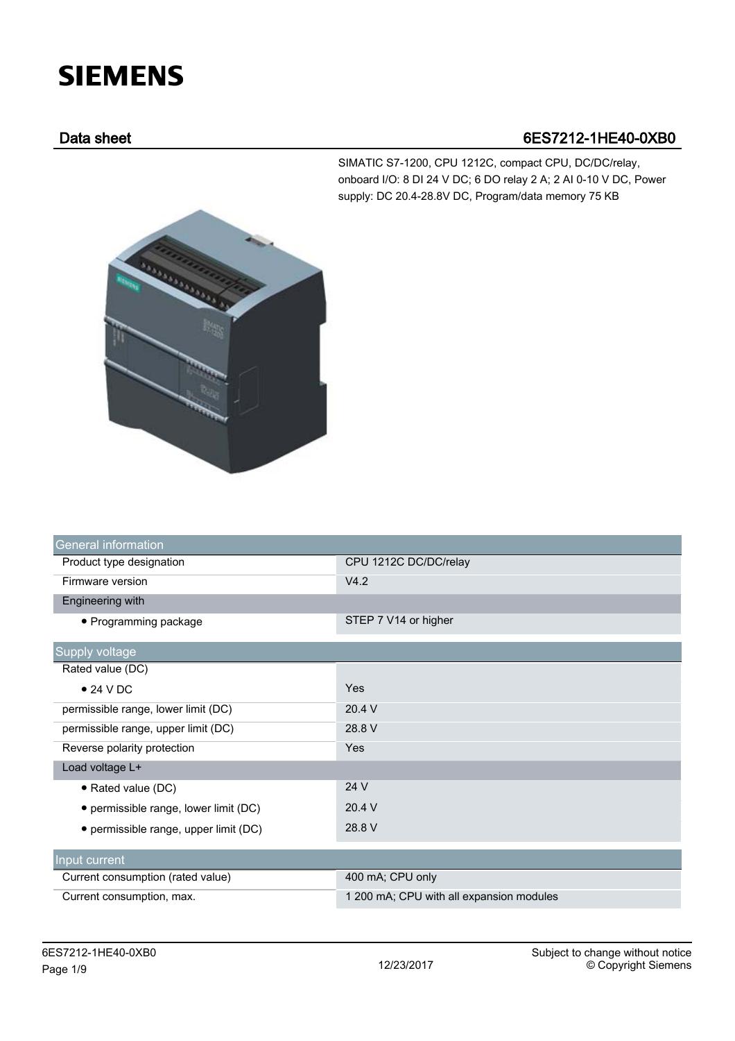# SIEMENS

## Data sheet 6ES7212-1HE40-0XB0

SIMATIC S7-1200, CPU 1212C, compact CPU, DC/DC/relay, onboard I/O: 8 DI 24 V DC; 6 DO relay 2 A; 2 AI 0-10 V DC, Power supply: DC 20.4-28.8V DC, Program/data memory 75 KB

| General information | |
|---|---|
| Product type designation | CPU 1212C DC/DC/relay |
| Firmware version | V4.2 |
| Engineering with | |
| • Programming package | STEP 7 V14 or higher |
| **Supply voltage** | |
| Rated value (DC) | |
| • 24 V DC | Yes |
| permissible range, lower limit (DC) | 20.4 V |
| permissible range, upper limit (DC) | 28.8 V |
| Reverse polarity protection | Yes |
| Load voltage L+ | |
| • Rated value (DC) | 24 V |
| • permissible range, lower limit (DC) | 20.4 V |
| • permissible range, upper limit (DC) | 28.8 V |
| **Input current** | |
| Current consumption (rated value) | 400 mA; CPU only |
| Current consumption, max. | 1 200 mA; CPU with all expansion modules |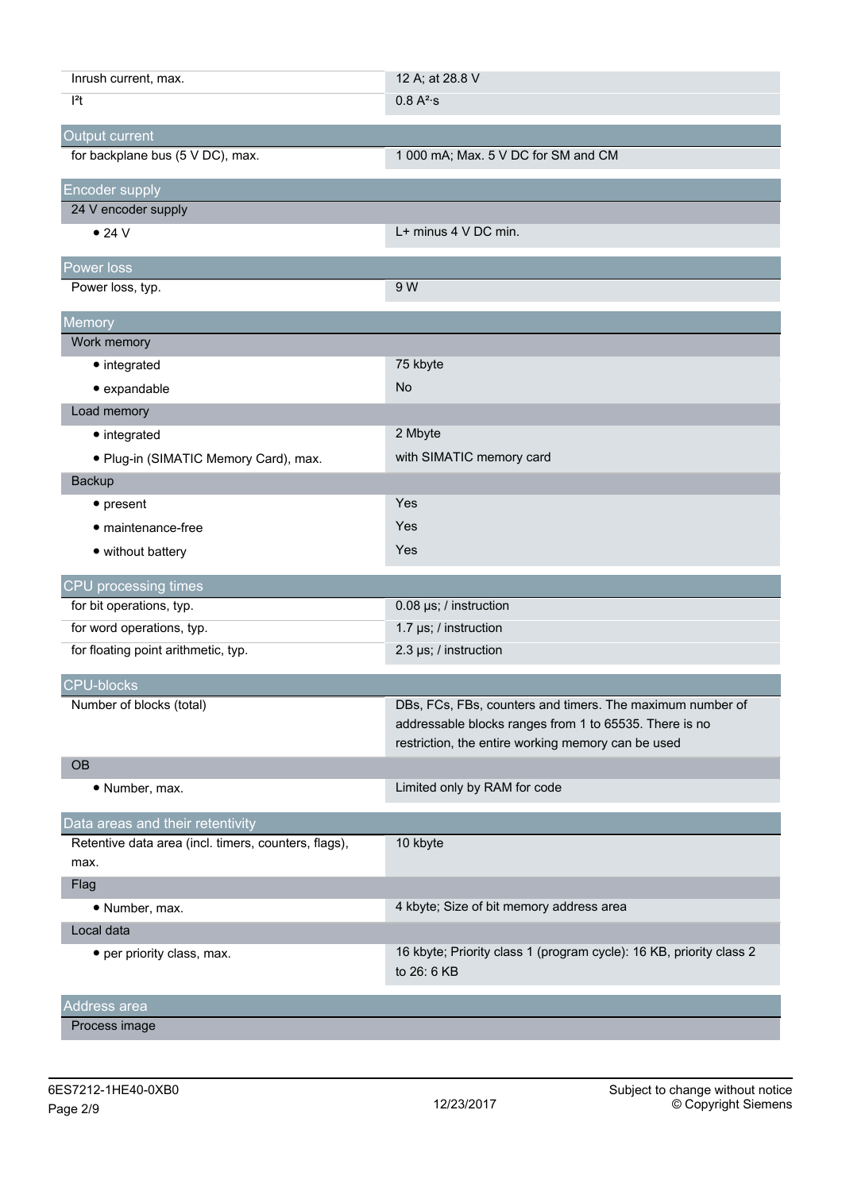| | |
|---|---|
| Inrush current, max. | 12 A; at 28.8 V |
| I²t | 0.8 A²·s |
| **Output current** | |
| for backplane bus (5 V DC), max. | 1 000 mA; Max. 5 V DC for SM and CM |
| **Encoder supply** | |
| 24 V encoder supply | |
| • 24 V | L+ minus 4 V DC min. |
| **Power loss** | |
| Power loss, typ. | 9 W |
| **Memory** | |
| Work memory | |
| • integrated | 75 kbyte |
| • expandable | No |
| Load memory | |
| • integrated | 2 Mbyte |
| • Plug-in (SIMATIC Memory Card), max. | with SIMATIC memory card |
| Backup | |
| • present | Yes |
| • maintenance-free | Yes |
| • without battery | Yes |
| **CPU processing times** | |
| for bit operations, typ. | 0.08 µs; / instruction |
| for word operations, typ. | 1.7 µs; / instruction |
| for floating point arithmetic, typ. | 2.3 µs; / instruction |
| **CPU-blocks** | |
| Number of blocks (total) | DBs, FCs, FBs, counters and timers. The maximum number of addressable blocks ranges from 1 to 65535. There is no restriction, the entire working memory can be used |
| OB | |
| • Number, max. | Limited only by RAM for code |
| **Data areas and their retentivity** | |
| Retentive data area (incl. timers, counters, flags), max. | 10 kbyte |
| Flag | |
| • Number, max. | 4 kbyte; Size of bit memory address area |
| Local data | |
| • per priority class, max. | 16 kbyte; Priority class 1 (program cycle): 16 KB, priority class 2 to 26: 6 KB |
| **Address area** | |
| Process image | |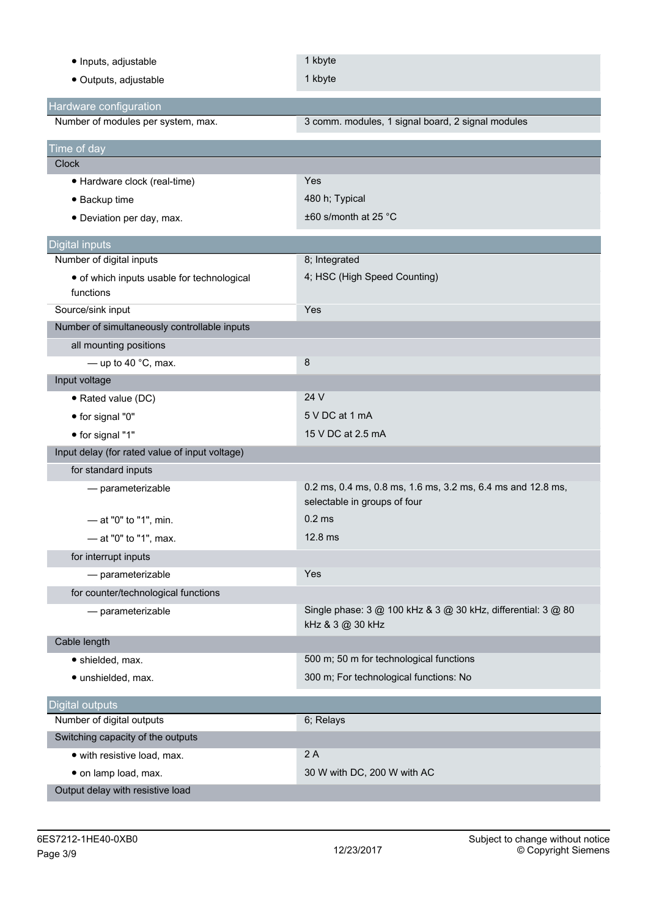| | |
|---|---|
| • Inputs, adjustable | 1 kbyte |
| • Outputs, adjustable | 1 kbyte |

| Hardware configuration | |
|---|---|
| Number of modules per system, max. | 3 comm. modules, 1 signal board, 2 signal modules |

| Time of day | |
|---|---|
| Clock | |
| • Hardware clock (real-time) | Yes |
| • Backup time | 480 h; Typical |
| • Deviation per day, max. | ±60 s/month at 25 °C |

| Digital inputs | |
|---|---|
| Number of digital inputs | 8; Integrated |
| • of which inputs usable for technological functions | 4; HSC (High Speed Counting) |
| Source/sink input | Yes |
| Number of simultaneously controllable inputs | |
| all mounting positions | |
| — up to 40 °C, max. | 8 |
| Input voltage | |
| • Rated value (DC) | 24 V |
| • for signal "0" | 5 V DC at 1 mA |
| • for signal "1" | 15 V DC at 2.5 mA |
| Input delay (for rated value of input voltage) | |
| for standard inputs | |
| — parameterizable | 0.2 ms, 0.4 ms, 0.8 ms, 1.6 ms, 3.2 ms, 6.4 ms and 12.8 ms, selectable in groups of four |
| — at "0" to "1", min. | 0.2 ms |
| — at "0" to "1", max. | 12.8 ms |
| for interrupt inputs | |
| — parameterizable | Yes |
| for counter/technological functions | |
| — parameterizable | Single phase: 3 @ 100 kHz & 3 @ 30 kHz, differential: 3 @ 80 kHz & 3 @ 30 kHz |
| Cable length | |
| • shielded, max. | 500 m; 50 m for technological functions |
| • unshielded, max. | 300 m; For technological functions: No |

| Digital outputs | |
|---|---|
| Number of digital outputs | 6; Relays |
| Switching capacity of the outputs | |
| • with resistive load, max. | 2 A |
| • on lamp load, max. | 30 W with DC, 200 W with AC |
| Output delay with resistive load | |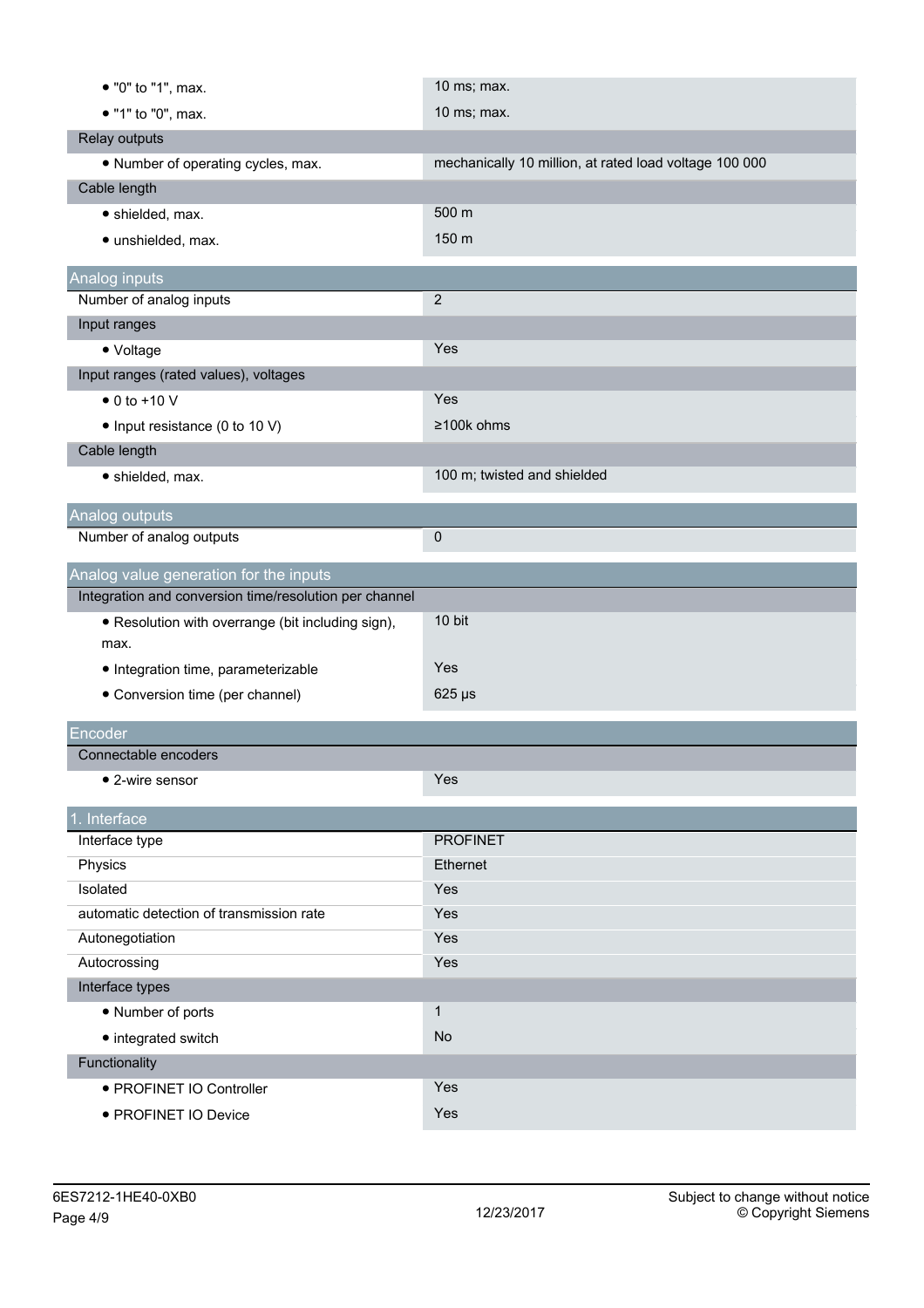| | |
|---|---|
| • "0" to "1", max. | 10 ms; max. |
| • "1" to "0", max. | 10 ms; max. |
| Relay outputs | |
| • Number of operating cycles, max. | mechanically 10 million, at rated load voltage 100 000 |
| Cable length | |
| • shielded, max. | 500 m |
| • unshielded, max. | 150 m |

## Analog inputs

| | |
|---|---|
| Number of analog inputs | 2 |
| Input ranges | |
| • Voltage | Yes |
| Input ranges (rated values), voltages | |
| • 0 to +10 V | Yes |
| • Input resistance (0 to 10 V) | ≥100k ohms |
| Cable length | |
| • shielded, max. | 100 m; twisted and shielded |

## Analog outputs

| | |
|---|---|
| Number of analog outputs | 0 |

## Analog value generation for the inputs

| | |
|---|---|
| Integration and conversion time/resolution per channel | |
| • Resolution with overrange (bit including sign), max. | 10 bit |
| • Integration time, parameterizable | Yes |
| • Conversion time (per channel) | 625 µs |

## Encoder

| | |
|---|---|
| Connectable encoders | |
| • 2-wire sensor | Yes |

## 1. Interface

| | |
|---|---|
| Interface type | PROFINET |
| Physics | Ethernet |
| Isolated | Yes |
| automatic detection of transmission rate | Yes |
| Autonegotiation | Yes |
| Autocrossing | Yes |
| Interface types | |
| • Number of ports | 1 |
| • integrated switch | No |
| Functionality | |
| • PROFINET IO Controller | Yes |
| • PROFINET IO Device | Yes |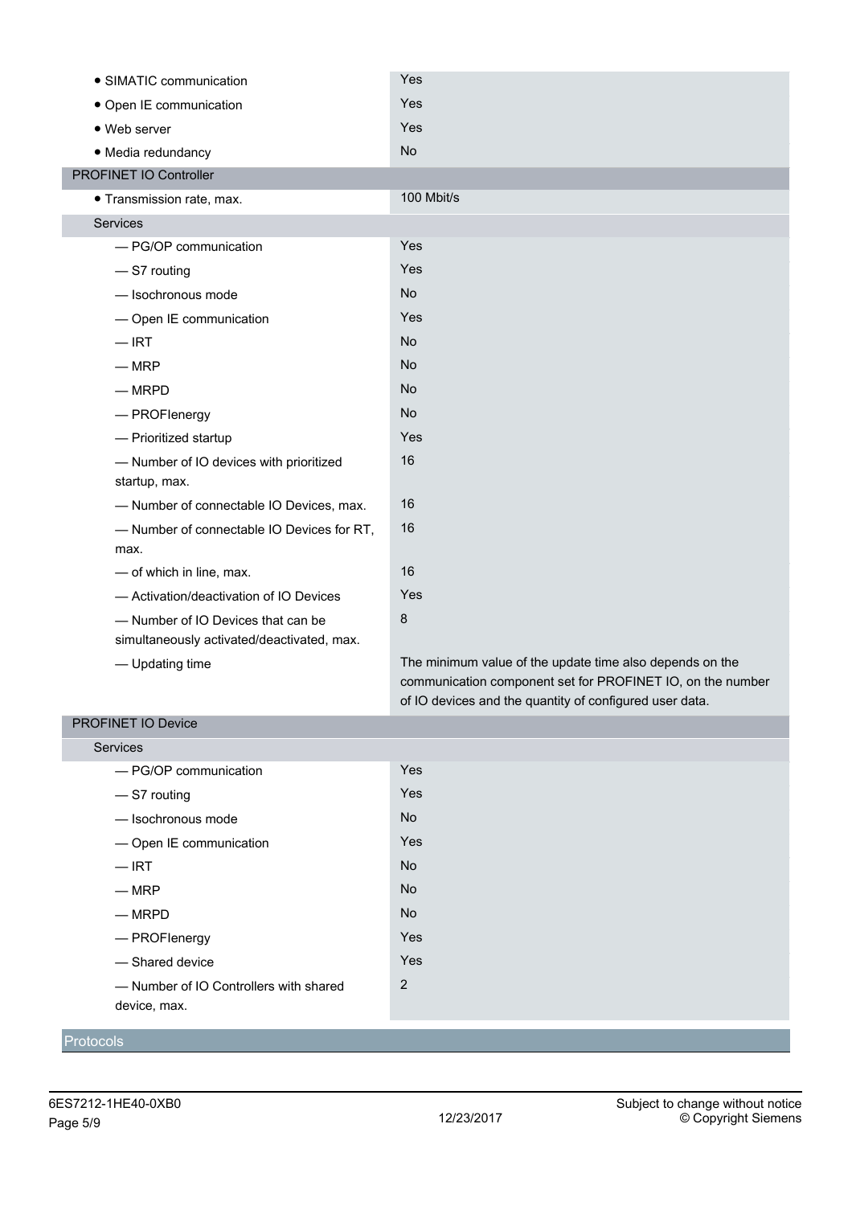| | |
|---|---|
| • SIMATIC communication | Yes |
| • Open IE communication | Yes |
| • Web server | Yes |
| • Media redundancy | No |
| **PROFINET IO Controller** | |
| • Transmission rate, max. | 100 Mbit/s |
| Services | |
| — PG/OP communication | Yes |
| — S7 routing | Yes |
| — Isochronous mode | No |
| — Open IE communication | Yes |
| — IRT | No |
| — MRP | No |
| — MRPD | No |
| — PROFIenergy | No |
| — Prioritized startup | Yes |
| — Number of IO devices with prioritized startup, max. | 16 |
| — Number of connectable IO Devices, max. | 16 |
| — Number of connectable IO Devices for RT, max. | 16 |
| — of which in line, max. | 16 |
| — Activation/deactivation of IO Devices | Yes |
| — Number of IO Devices that can be simultaneously activated/deactivated, max. | 8 |
| — Updating time | The minimum value of the update time also depends on the communication component set for PROFINET IO, on the number of IO devices and the quantity of configured user data. |
| **PROFINET IO Device** | |
| Services | |
| — PG/OP communication | Yes |
| — S7 routing | Yes |
| — Isochronous mode | No |
| — Open IE communication | Yes |
| — IRT | No |
| — MRP | No |
| — MRPD | No |
| — PROFIenergy | Yes |
| — Shared device | Yes |
| — Number of IO Controllers with shared device, max. | 2 |

## Protocols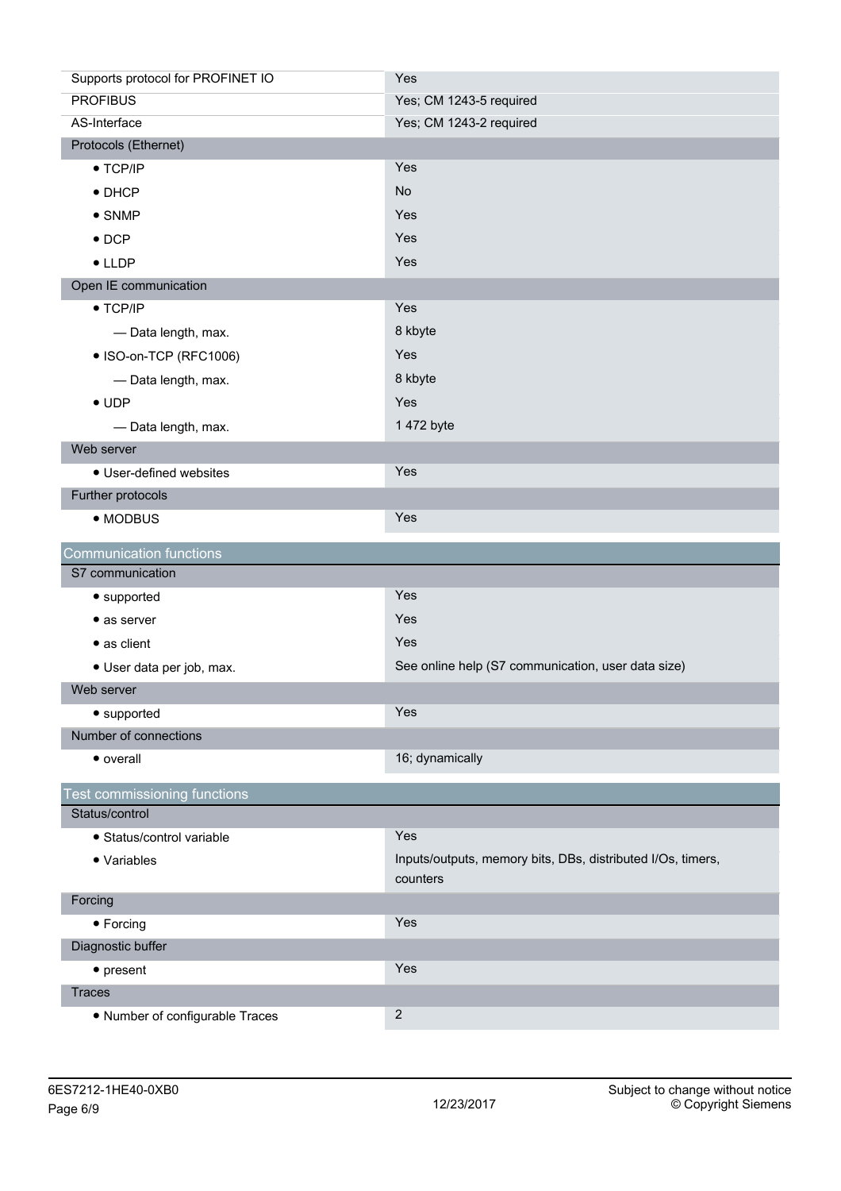| | |
|---|---|
| Supports protocol for PROFINET IO | Yes |
| PROFIBUS | Yes; CM 1243-5 required |
| AS-Interface | Yes; CM 1243-2 required |
| **Protocols (Ethernet)** | |
| • TCP/IP | Yes |
| • DHCP | No |
| • SNMP | Yes |
| • DCP | Yes |
| • LLDP | Yes |
| **Open IE communication** | |
| • TCP/IP | Yes |
| — Data length, max. | 8 kbyte |
| • ISO-on-TCP (RFC1006) | Yes |
| — Data length, max. | 8 kbyte |
| • UDP | Yes |
| — Data length, max. | 1 472 byte |
| **Web server** | |
| • User-defined websites | Yes |
| **Further protocols** | |
| • MODBUS | Yes |

## Communication functions

| | |
|---|---|
| **S7 communication** | |
| • supported | Yes |
| • as server | Yes |
| • as client | Yes |
| • User data per job, max. | See online help (S7 communication, user data size) |
| **Web server** | |
| • supported | Yes |
| **Number of connections** | |
| • overall | 16; dynamically |

## Test commissioning functions

| | |
|---|---|
| **Status/control** | |
| • Status/control variable | Yes |
| • Variables | Inputs/outputs, memory bits, DBs, distributed I/Os, timers, counters |
| **Forcing** | |
| • Forcing | Yes |
| **Diagnostic buffer** | |
| • present | Yes |
| **Traces** | |
| • Number of configurable Traces | 2 |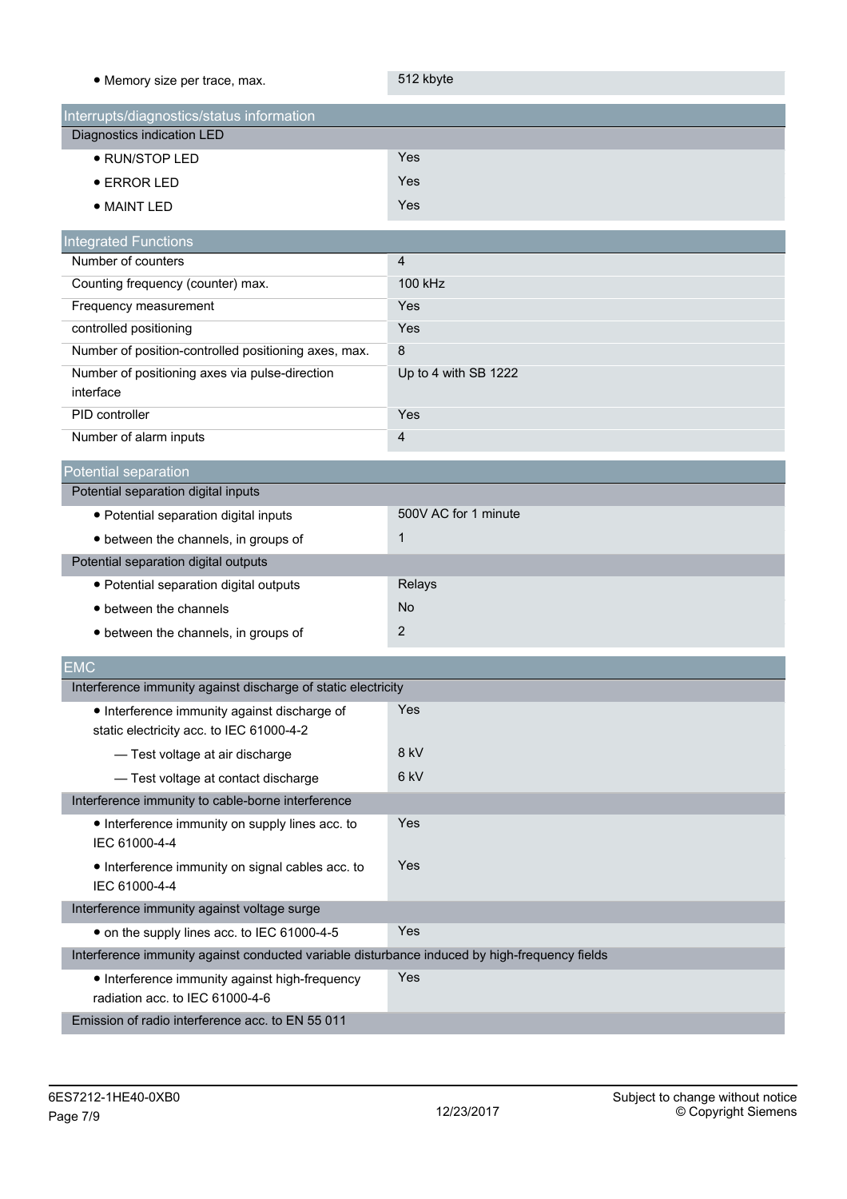| | |
|---|---|
| • Memory size per trace, max. | 512 kbyte |

## Interrupts/diagnostics/status information

| | |
|---|---|
| **Diagnostics indication LED** | |
| • RUN/STOP LED | Yes |
| • ERROR LED | Yes |
| • MAINT LED | Yes |

## Integrated Functions

| | |
|---|---|
| Number of counters | 4 |
| Counting frequency (counter) max. | 100 kHz |
| Frequency measurement | Yes |
| controlled positioning | Yes |
| Number of position-controlled positioning axes, max. | 8 |
| Number of positioning axes via pulse-direction interface | Up to 4 with SB 1222 |
| PID controller | Yes |
| Number of alarm inputs | 4 |

## Potential separation

| | |
|---|---|
| **Potential separation digital inputs** | |
| • Potential separation digital inputs | 500V AC for 1 minute |
| • between the channels, in groups of | 1 |
| **Potential separation digital outputs** | |
| • Potential separation digital outputs | Relays |
| • between the channels | No |
| • between the channels, in groups of | 2 |

## EMC

| | |
|---|---|
| **Interference immunity against discharge of static electricity** | |
| • Interference immunity against discharge of static electricity acc. to IEC 61000-4-2 | Yes |
| — Test voltage at air discharge | 8 kV |
| — Test voltage at contact discharge | 6 kV |
| **Interference immunity to cable-borne interference** | |
| • Interference immunity on supply lines acc. to IEC 61000-4-4 | Yes |
| • Interference immunity on signal cables acc. to IEC 61000-4-4 | Yes |
| **Interference immunity against voltage surge** | |
| • on the supply lines acc. to IEC 61000-4-5 | Yes |
| **Interference immunity against conducted variable disturbance induced by high-frequency fields** | |
| • Interference immunity against high-frequency radiation acc. to IEC 61000-4-6 | Yes |
| **Emission of radio interference acc. to EN 55 011** | |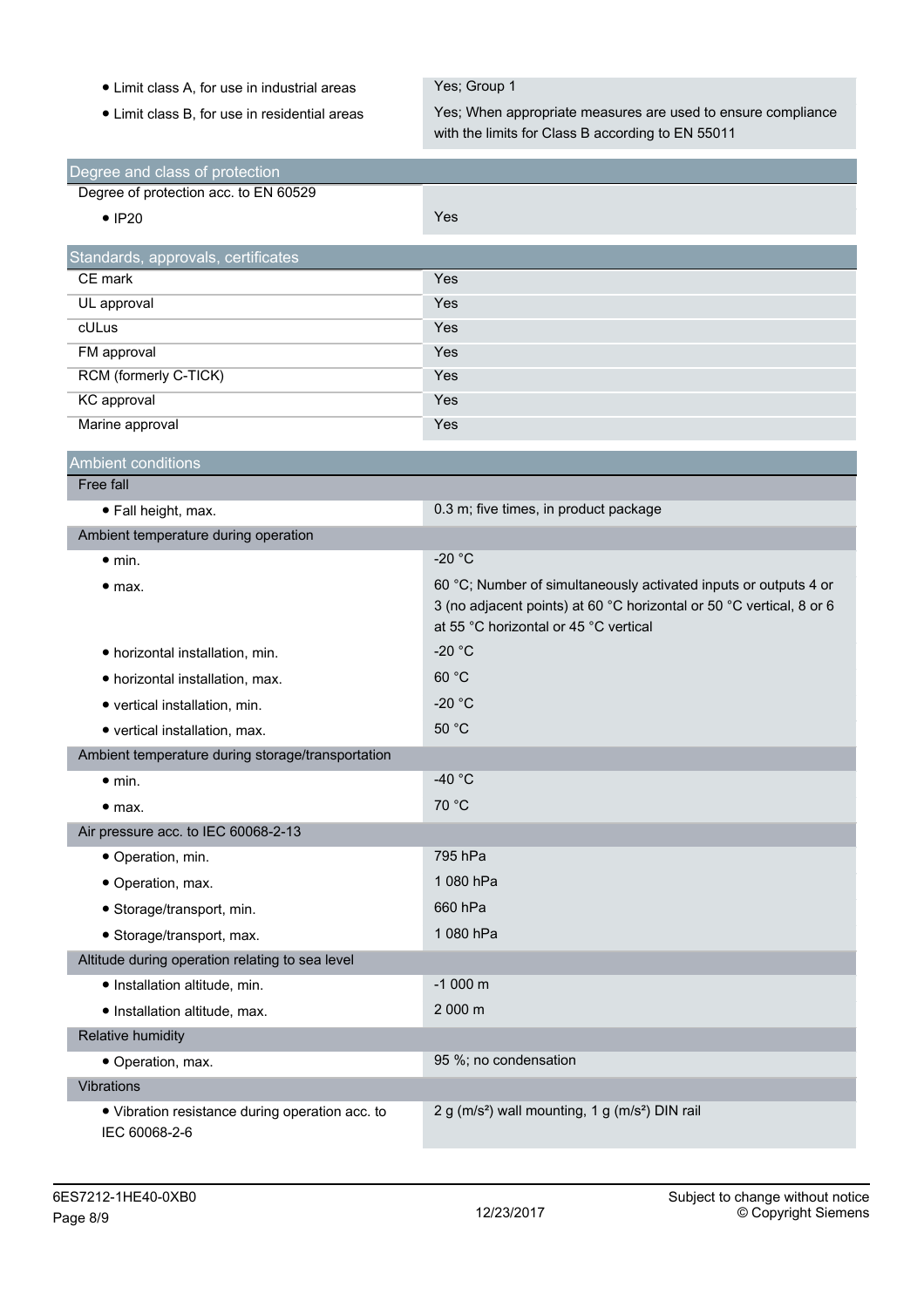| | |
|---|---|
| • Limit class A, for use in industrial areas | Yes; Group 1 |
| • Limit class B, for use in residential areas | Yes; When appropriate measures are used to ensure compliance with the limits for Class B according to EN 55011 |

| Degree and class of protection | |
|---|---|
| Degree of protection acc. to EN 60529 | |
| • IP20 | Yes |

| Standards, approvals, certificates | |
|---|---|
| CE mark | Yes |
| UL approval | Yes |
| cULus | Yes |
| FM approval | Yes |
| RCM (formerly C-TICK) | Yes |
| KC approval | Yes |
| Marine approval | Yes |

| Ambient conditions | |
|---|---|
| Free fall | |
| • Fall height, max. | 0.3 m; five times, in product package |
| Ambient temperature during operation | |
| • min. | -20 °C |
| • max. | 60 °C; Number of simultaneously activated inputs or outputs 4 or 3 (no adjacent points) at 60 °C horizontal or 50 °C vertical, 8 or 6 at 55 °C horizontal or 45 °C vertical |
| • horizontal installation, min. | -20 °C |
| • horizontal installation, max. | 60 °C |
| • vertical installation, min. | -20 °C |
| • vertical installation, max. | 50 °C |
| Ambient temperature during storage/transportation | |
| • min. | -40 °C |
| • max. | 70 °C |
| Air pressure acc. to IEC 60068-2-13 | |
| • Operation, min. | 795 hPa |
| • Operation, max. | 1 080 hPa |
| • Storage/transport, min. | 660 hPa |
| • Storage/transport, max. | 1 080 hPa |
| Altitude during operation relating to sea level | |
| • Installation altitude, min. | -1 000 m |
| • Installation altitude, max. | 2 000 m |
| Relative humidity | |
| • Operation, max. | 95 %; no condensation |
| Vibrations | |
| • Vibration resistance during operation acc. to IEC 60068-2-6 | 2 g (m/s²) wall mounting, 1 g (m/s²) DIN rail |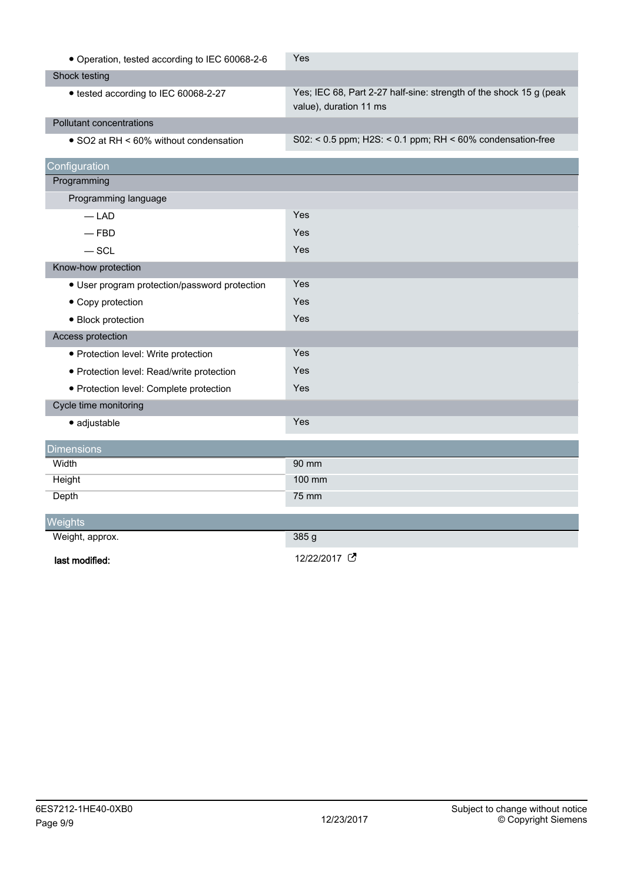| | |
|---|---|
| • Operation, tested according to IEC 60068-2-6 | Yes |
| Shock testing | |
| • tested according to IEC 60068-2-27 | Yes; IEC 68, Part 2-27 half-sine: strength of the shock 15 g (peak value), duration 11 ms |
| Pollutant concentrations | |
| • SO2 at RH < 60% without condensation | S02: < 0.5 ppm; H2S: < 0.1 ppm; RH < 60% condensation-free |

## Configuration

| | |
|---|---|
| Programming | |
| Programming language | |
| — LAD | Yes |
| — FBD | Yes |
| — SCL | Yes |
| Know-how protection | |
| • User program protection/password protection | Yes |
| • Copy protection | Yes |
| • Block protection | Yes |
| Access protection | |
| • Protection level: Write protection | Yes |
| • Protection level: Read/write protection | Yes |
| • Protection level: Complete protection | Yes |
| Cycle time monitoring | |
| • adjustable | Yes |

## Dimensions

| | |
|---|---|
| Width | 90 mm |
| Height | 100 mm |
| Depth | 75 mm |

## Weights

| | |
|---|---|
| Weight, approx. | 385 g |

**last modified:** 12/22/2017